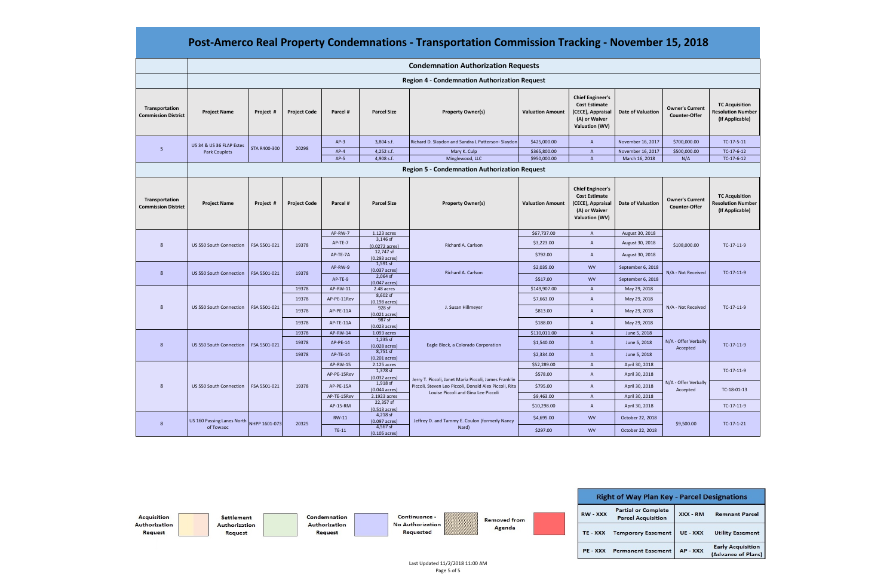# Post-Amerco Real Property Condemnations - Transportation Commission Tracking - November 15, 2018

## Condemnation Authorization Requests

### Region 4 - Condemnation Authorization Request

| Transportation Commission District | Project Name | Project # | Project Code | Parcel # | Parcel Size | Property Owner(s) | Valuation Amount | Chief Engineer's Cost Estimate (CECE), Appraisal (A) or Waiver Valuation (WV) | Date of Valuation | Owner's Current Counter-Offer | TC Acquisition Resolution Number (If Applicable) |
|---|---|---|---|---|---|---|---|---|---|---|---|
| 5 | US 34 & US 36 FLAP Estes Park Couplets | STA R400-300 | 20298 | AP-3 | 3,804 s.f. | Richard D. Slaydon and Sandra L Patterson- Slaydon | $425,000.00 | A | November 16, 2017 | $700,000.00 | TC-17-5-11 |
| | | | | AP-4 | 4,252 s.f. | Mary K. Culp | $365,800.00 | A | November 16, 2017 | $500,000.00 | TC-17-6-12 |
| | | | | AP-5 | 4,908 s.f. | Minglewood, LLC | $950,000.00 | A | March 16, 2018 | N/A | TC-17-6-12 |

### Region 5 - Condemnation Authorization Request

| Transportation Commission District | Project Name | Project # | Project Code | Parcel # | Parcel Size | Property Owner(s) | Valuation Amount | Chief Engineer's Cost Estimate (CECE), Appraisal (A) or Waiver Valuation (WV) | Date of Valuation | Owner's Current Counter-Offer | TC Acquisition Resolution Number (If Applicable) |
|---|---|---|---|---|---|---|---|---|---|---|---|
| 8 | US 550 South Connection | FSA 5501-021 | 19378 | AP-RW-7 | 1.123 acres | Richard A. Carlson | $67,737.00 | A | August 30, 2018 | $108,000.00 | TC-17-11-9 |
| | | | | AP-TE-7 | 3,146 sf (0.0272 acres) | | $3,223.00 | A | August 30, 2018 | | |
| | | | | AP-TE-7A | 12,747 sf (0.293 acres) | | $792.00 | A | August 30, 2018 | | |
| 8 | US 550 South Connection | FSA 5501-021 | 19378 | AP-RW-9 | 1,591 sf (0.037 acres) | Richard A. Carlson | $2,035.00 | WV | September 6, 2018 | N/A - Not Received | TC-17-11-9 |
| | | | | AP-TE-9 | 2,064 sf (0.047 acres) | | $517.00 | WV | September 6, 2018 | | |
| 8 | US 550 South Connection | FSA 5501-021 | 19378 | AP-RW-11 | 2.48 acres | J. Susan Hillmeyer | $149,907.00 | A | May 29, 2018 | N/A - Not Received | TC-17-11-9 |
| | | | 19378 | AP-PE-11Rev | 8,602 sf (0.198 acres) | | $7,663.00 | A | May 29, 2018 | | |
| | | | 19378 | AP-PE-11A | 928 sf (0.021 acres) | | $813.00 | A | May 29, 2018 | | |
| | | | 19378 | AP-TE-11A | 987 sf (0.023 acres) | | $188.00 | A | May 29, 2018 | | |
| 8 | US 550 South Connection | FSA 5501-021 | 19378 | AP-RW-14 | 1.093 acres | Eagle Block, a Colorado Corporation | $110,011.00 | A | June 5, 2018 | N/A - Offer Verbally Accepted | TC-17-11-9 |
| | | | 19378 | AP-PE-14 | 1,235 sf (0.028 acres) | | $1,540.00 | A | June 5, 2018 | | |
| | | | 19378 | AP-TE-14 | 8,751 sf (0.201 acres) | | $2,334.00 | A | June 5, 2018 | | |
| 8 | US 550 South Connection | FSA 5501-021 | 19378 | AP-RW-15 | 2.125 acres | Jerry T. Piccoli, Janet Maria Piccoli, James Franklin Piccoli, Steven Leo Piccoli, Donald Alex Piccoli, Rita Louise Piccoli and Gina Lee Piccoli | $52,289.00 | A | April 30, 2018 | N/A - Offer Verbally Accepted | TC-17-11-9 |
| | | | | AP-PE-15Rev | 1,378 sf (0.032 acres) | | $578.00 | A | April 30, 2018 | | |
| | | | | AP-PE-15A | 1,918 sf (0.044 acres) | | $795.00 | A | April 30, 2018 | | TC-18-01-13 |
| | | | | AP-TE-15Rev | 2.1923 acres | | $9,463.00 | A | April 30, 2018 | | |
| | | | | AP-15-RM | 22,357 sf (0.513 acres) | | $10,298.00 | A | April 30, 2018 | | TC-17-11-9 |
| 8 | US 160 Passing Lanes North of Towaoc | NHPP 1601-073 | 20325 | RW-11 | 4,218 sf (0.097 acres) | Jeffrey D. and Tammy E. Coulon (formerly Nancy Nard) | $4,695.00 | WV | October 22, 2018 | $9,500.00 | TC-17-1-21 |
| | | | | TE-11 | 4,567 sf (0.105 acres) | | $297.00 | WV | October 22, 2018 | | |

**Legend:** Acquisition Authorization Request | Settlement Authorization Request | Condemnation Authorization Request | Continuance - No Authorization Requested | Removed from Agenda

| Right of Way Plan Key - Parcel Designations | | | |
|---|---|---|---|
| RW - XXX | Partial or Complete Parcel Acquisition | XXX - RM | Remnant Parcel |
| TE - XXX | Temporary Easement | UE - XXX | Utility Easement |
| PE - XXX | Permanent Easement | AP - XXX | Early Acquisition (Advance of Plans) |

Last Updated 11/2/2018 11:00 AM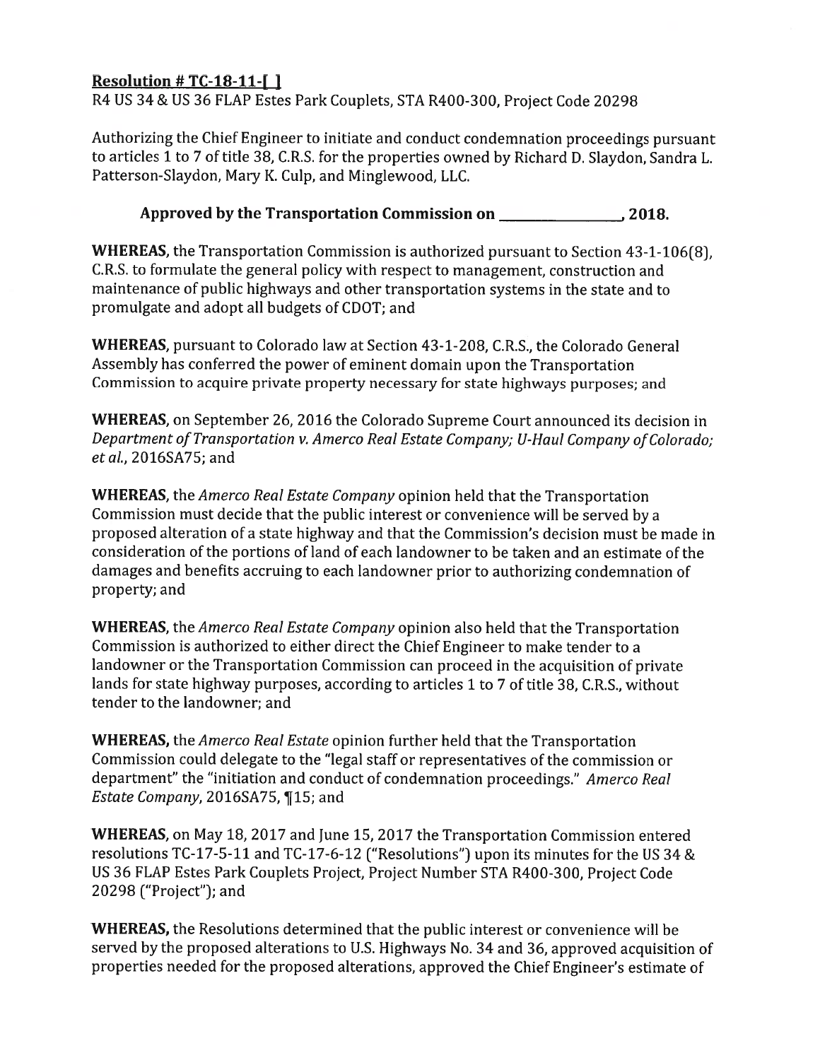**Resolution # TC-18-11-[ ]**

R4 US 34 & US 36 FLAP Estes Park Couplets, STA R400-300, Project Code 20298

Authorizing the Chief Engineer to initiate and conduct condemnation proceedings pursuant to articles 1 to 7 of title 38, C.R.S. for the properties owned by Richard D. Slaydon, Sandra L. Patterson-Slaydon, Mary K. Culp, and Minglewood, LLC.

**Approved by the Transportation Commission on _______________, 2018.**

**WHEREAS,** the Transportation Commission is authorized pursuant to Section 43-1-106(8), C.R.S. to formulate the general policy with respect to management, construction and maintenance of public highways and other transportation systems in the state and to promulgate and adopt all budgets of CDOT; and

**WHEREAS,** pursuant to Colorado law at Section 43-1-208, C.R.S., the Colorado General Assembly has conferred the power of eminent domain upon the Transportation Commission to acquire private property necessary for state highways purposes; and

**WHEREAS,** on September 26, 2016 the Colorado Supreme Court announced its decision in *Department of Transportation v. Amerco Real Estate Company; U-Haul Company of Colorado; et al.*, 2016SA75; and

**WHEREAS,** the *Amerco Real Estate Company* opinion held that the Transportation Commission must decide that the public interest or convenience will be served by a proposed alteration of a state highway and that the Commission's decision must be made in consideration of the portions of land of each landowner to be taken and an estimate of the damages and benefits accruing to each landowner prior to authorizing condemnation of property; and

**WHEREAS,** the *Amerco Real Estate Company* opinion also held that the Transportation Commission is authorized to either direct the Chief Engineer to make tender to a landowner or the Transportation Commission can proceed in the acquisition of private lands for state highway purposes, according to articles 1 to 7 of title 38, C.R.S., without tender to the landowner; and

**WHEREAS,** the *Amerco Real Estate* opinion further held that the Transportation Commission could delegate to the "legal staff or representatives of the commission or department" the "initiation and conduct of condemnation proceedings." *Amerco Real Estate Company*, 2016SA75, ¶15; and

**WHEREAS,** on May 18, 2017 and June 15, 2017 the Transportation Commission entered resolutions TC-17-5-11 and TC-17-6-12 ("Resolutions") upon its minutes for the US 34 & US 36 FLAP Estes Park Couplets Project, Project Number STA R400-300, Project Code 20298 ("Project"); and

**WHEREAS,** the Resolutions determined that the public interest or convenience will be served by the proposed alterations to U.S. Highways No. 34 and 36, approved acquisition of properties needed for the proposed alterations, approved the Chief Engineer's estimate of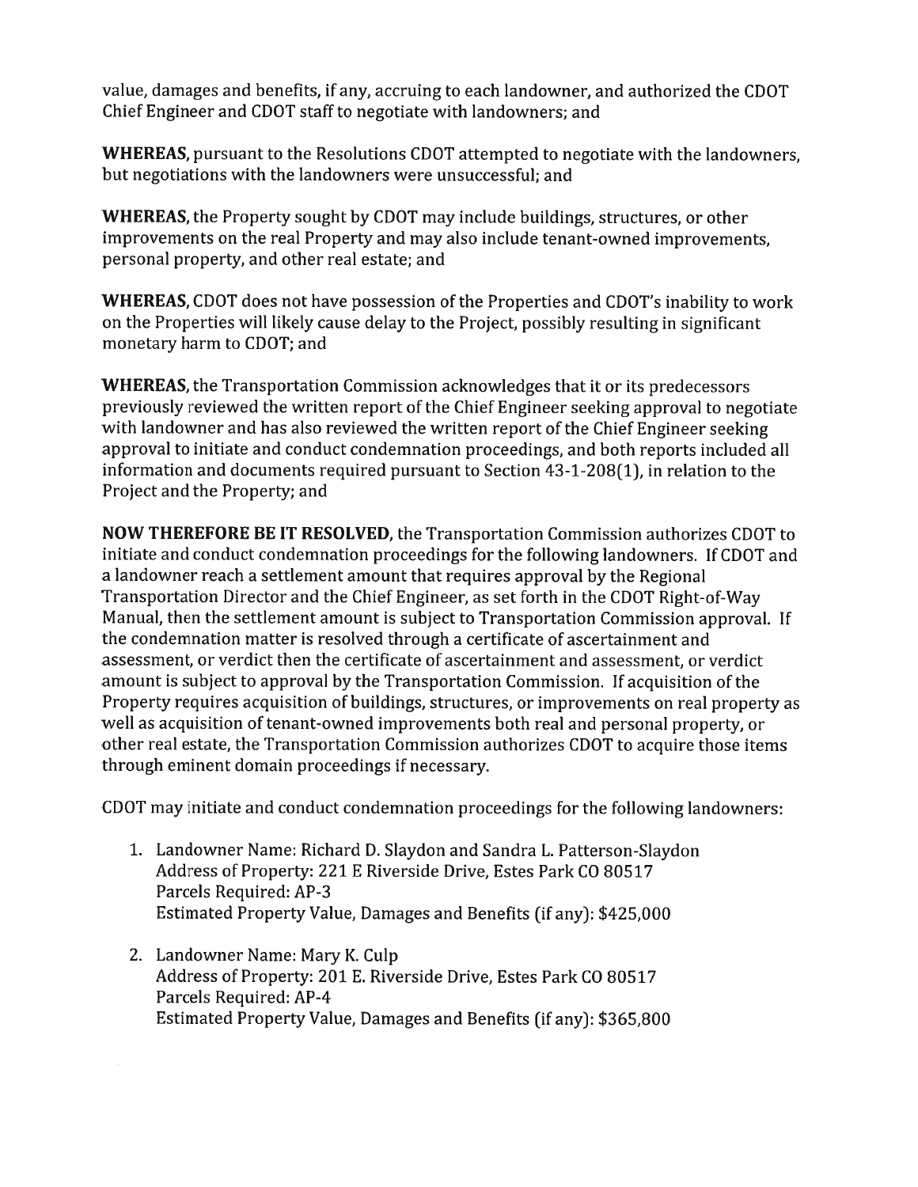value, damages and benefits, if any, accruing to each landowner, and authorized the CDOT Chief Engineer and CDOT staff to negotiate with landowners; and

**WHEREAS,** pursuant to the Resolutions CDOT attempted to negotiate with the landowners, but negotiations with the landowners were unsuccessful; and

**WHEREAS,** the Property sought by CDOT may include buildings, structures, or other improvements on the real Property and may also include tenant-owned improvements, personal property, and other real estate; and

**WHEREAS,** CDOT does not have possession of the Properties and CDOT's inability to work on the Properties will likely cause delay to the Project, possibly resulting in significant monetary harm to CDOT; and

**WHEREAS,** the Transportation Commission acknowledges that it or its predecessors previously reviewed the written report of the Chief Engineer seeking approval to negotiate with landowner and has also reviewed the written report of the Chief Engineer seeking approval to initiate and conduct condemnation proceedings, and both reports included all information and documents required pursuant to Section 43-1-208(1), in relation to the Project and the Property; and

**NOW THEREFORE BE IT RESOLVED,** the Transportation Commission authorizes CDOT to initiate and conduct condemnation proceedings for the following landowners. If CDOT and a landowner reach a settlement amount that requires approval by the Regional Transportation Director and the Chief Engineer, as set forth in the CDOT Right-of-Way Manual, then the settlement amount is subject to Transportation Commission approval. If the condemnation matter is resolved through a certificate of ascertainment and assessment, or verdict then the certificate of ascertainment and assessment, or verdict amount is subject to approval by the Transportation Commission. If acquisition of the Property requires acquisition of buildings, structures, or improvements on real property as well as acquisition of tenant-owned improvements both real and personal property, or other real estate, the Transportation Commission authorizes CDOT to acquire those items through eminent domain proceedings if necessary.

CDOT may initiate and conduct condemnation proceedings for the following landowners:

1. Landowner Name: Richard D. Slaydon and Sandra L. Patterson-Slaydon
   Address of Property: 221 E Riverside Drive, Estes Park CO 80517
   Parcels Required: AP-3
   Estimated Property Value, Damages and Benefits (if any): $425,000

2. Landowner Name: Mary K. Culp
   Address of Property: 201 E. Riverside Drive, Estes Park CO 80517
   Parcels Required: AP-4
   Estimated Property Value, Damages and Benefits (if any): $365,800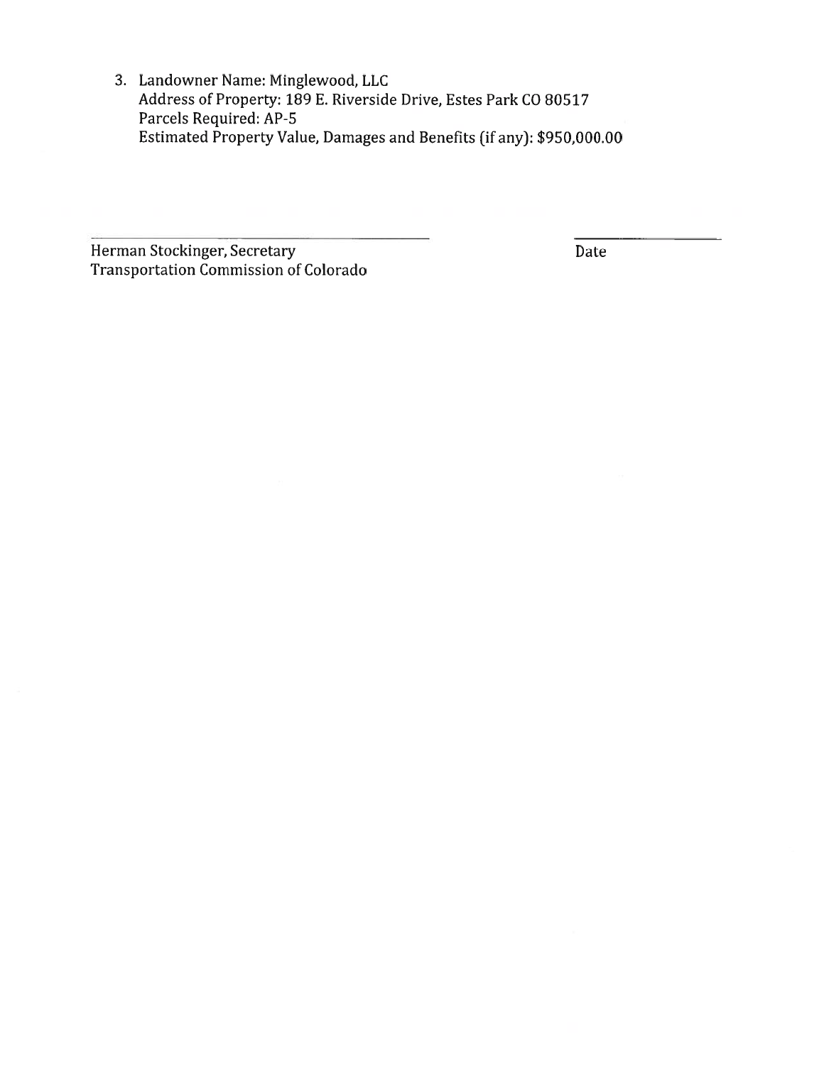3. Landowner Name: Minglewood, LLC
   Address of Property: 189 E. Riverside Drive, Estes Park CO 80517
   Parcels Required: AP-5
   Estimated Property Value, Damages and Benefits (if any): $950,000.00

\_\_\_\_\_\_\_\_\_\_\_\_\_\_\_\_\_\_\_\_\_\_\_\_\_\_\_\_\_\_\_\_\_\_\_\_\_\_\_\_ \_\_\_\_\_\_\_\_\_\_\_\_\_\_\_\_

Herman Stockinger, Secretary
Transportation Commission of Colorado

Date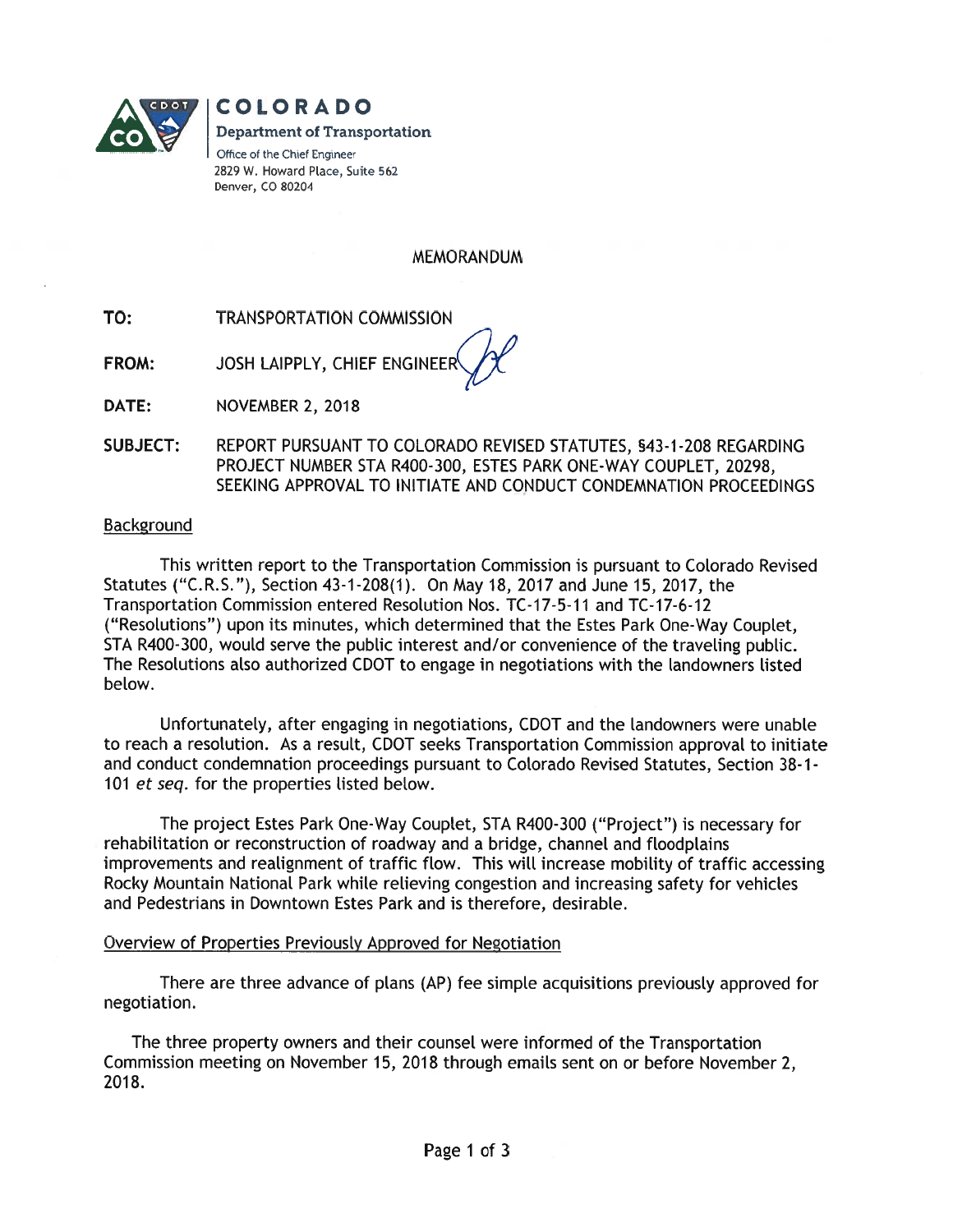COLORADO

Department of Transportation

Office of the Chief Engineer
2829 W. Howard Place, Suite 562
Denver, CO 80204

MEMORANDUM

**TO:** TRANSPORTATION COMMISSION

**FROM:** JOSH LAIPPLY, CHIEF ENGINEER

**DATE:** NOVEMBER 2, 2018

**SUBJECT:** REPORT PURSUANT TO COLORADO REVISED STATUTES, §43-1-208 REGARDING PROJECT NUMBER STA R400-300, ESTES PARK ONE-WAY COUPLET, 20298, SEEKING APPROVAL TO INITIATE AND CONDUCT CONDEMNATION PROCEEDINGS

## Background

This written report to the Transportation Commission is pursuant to Colorado Revised Statutes ("C.R.S."), Section 43-1-208(1). On May 18, 2017 and June 15, 2017, the Transportation Commission entered Resolution Nos. TC-17-5-11 and TC-17-6-12 ("Resolutions") upon its minutes, which determined that the Estes Park One-Way Couplet, STA R400-300, would serve the public interest and/or convenience of the traveling public. The Resolutions also authorized CDOT to engage in negotiations with the landowners listed below.

Unfortunately, after engaging in negotiations, CDOT and the landowners were unable to reach a resolution. As a result, CDOT seeks Transportation Commission approval to initiate and conduct condemnation proceedings pursuant to Colorado Revised Statutes, Section 38-1-101 *et seq.* for the properties listed below.

The project Estes Park One-Way Couplet, STA R400-300 ("Project") is necessary for rehabilitation or reconstruction of roadway and a bridge, channel and floodplains improvements and realignment of traffic flow. This will increase mobility of traffic accessing Rocky Mountain National Park while relieving congestion and increasing safety for vehicles and Pedestrians in Downtown Estes Park and is therefore, desirable.

## Overview of Properties Previously Approved for Negotiation

There are three advance of plans (AP) fee simple acquisitions previously approved for negotiation.

The three property owners and their counsel were informed of the Transportation Commission meeting on November 15, 2018 through emails sent on or before November 2, 2018.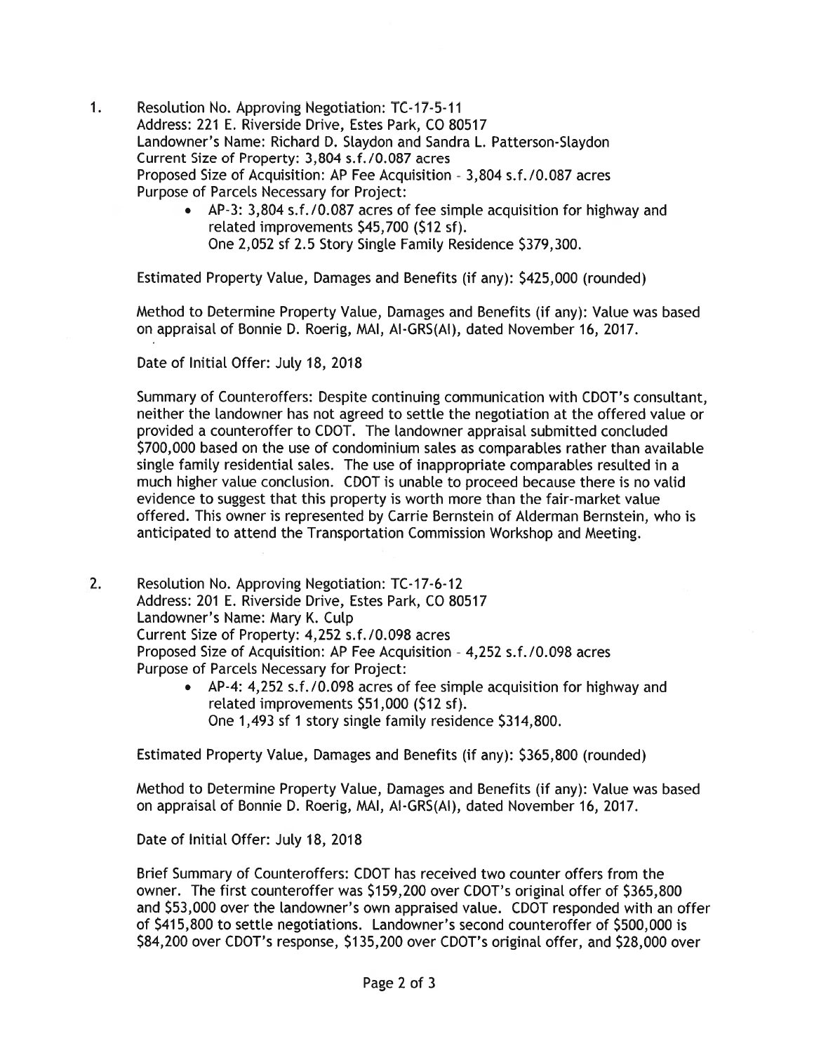1. Resolution No. Approving Negotiation: TC-17-5-11
   Address: 221 E. Riverside Drive, Estes Park, CO 80517
   Landowner's Name: Richard D. Slaydon and Sandra L. Patterson-Slaydon
   Current Size of Property: 3,804 s.f./0.087 acres
   Proposed Size of Acquisition: AP Fee Acquisition - 3,804 s.f./0.087 acres
   Purpose of Parcels Necessary for Project:
   - AP-3: 3,804 s.f./0.087 acres of fee simple acquisition for highway and related improvements $45,700 ($12 sf).
     One 2,052 sf 2.5 Story Single Family Residence $379,300.

   Estimated Property Value, Damages and Benefits (if any): $425,000 (rounded)

   Method to Determine Property Value, Damages and Benefits (if any): Value was based on appraisal of Bonnie D. Roerig, MAI, AI-GRS(AI), dated November 16, 2017.

   Date of Initial Offer: July 18, 2018

   Summary of Counteroffers: Despite continuing communication with CDOT's consultant, neither the landowner has not agreed to settle the negotiation at the offered value or provided a counteroffer to CDOT. The landowner appraisal submitted concluded $700,000 based on the use of condominium sales as comparables rather than available single family residential sales. The use of inappropriate comparables resulted in a much higher value conclusion. CDOT is unable to proceed because there is no valid evidence to suggest that this property is worth more than the fair-market value offered. This owner is represented by Carrie Bernstein of Alderman Bernstein, who is anticipated to attend the Transportation Commission Workshop and Meeting.

2. Resolution No. Approving Negotiation: TC-17-6-12
   Address: 201 E. Riverside Drive, Estes Park, CO 80517
   Landowner's Name: Mary K. Culp
   Current Size of Property: 4,252 s.f./0.098 acres
   Proposed Size of Acquisition: AP Fee Acquisition - 4,252 s.f./0.098 acres
   Purpose of Parcels Necessary for Project:
   - AP-4: 4,252 s.f./0.098 acres of fee simple acquisition for highway and related improvements $51,000 ($12 sf).
     One 1,493 sf 1 story single family residence $314,800.

   Estimated Property Value, Damages and Benefits (if any): $365,800 (rounded)

   Method to Determine Property Value, Damages and Benefits (if any): Value was based on appraisal of Bonnie D. Roerig, MAI, AI-GRS(AI), dated November 16, 2017.

   Date of Initial Offer: July 18, 2018

   Brief Summary of Counteroffers: CDOT has received two counter offers from the owner. The first counteroffer was $159,200 over CDOT's original offer of $365,800 and $53,000 over the landowner's own appraised value. CDOT responded with an offer of $415,800 to settle negotiations. Landowner's second counteroffer of $500,000 is $84,200 over CDOT's response, $135,200 over CDOT's original offer, and $28,000 over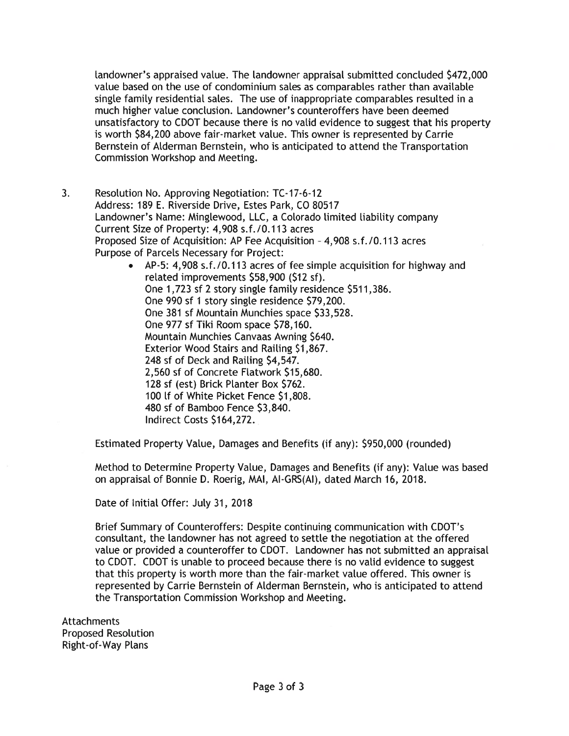landowner's appraised value. The landowner appraisal submitted concluded $472,000 value based on the use of condominium sales as comparables rather than available single family residential sales. The use of inappropriate comparables resulted in a much higher value conclusion. Landowner's counteroffers have been deemed unsatisfactory to CDOT because there is no valid evidence to suggest that his property is worth $84,200 above fair-market value. This owner is represented by Carrie Bernstein of Alderman Bernstein, who is anticipated to attend the Transportation Commission Workshop and Meeting.

3. Resolution No. Approving Negotiation: TC-17-6-12
   Address: 189 E. Riverside Drive, Estes Park, CO 80517
   Landowner's Name: Minglewood, LLC, a Colorado limited liability company
   Current Size of Property: 4,908 s.f./0.113 acres
   Proposed Size of Acquisition: AP Fee Acquisition - 4,908 s.f./0.113 acres
   Purpose of Parcels Necessary for Project:

   - AP-5: 4,908 s.f./0.113 acres of fee simple acquisition for highway and related improvements $58,900 ($12 sf).
     One 1,723 sf 2 story single family residence $511,386.
     One 990 sf 1 story single residence $79,200.
     One 381 sf Mountain Munchies space $33,528.
     One 977 sf Tiki Room space $78,160.
     Mountain Munchies Canvaas Awning $640.
     Exterior Wood Stairs and Railing $1,867.
     248 sf of Deck and Railing $4,547.
     2,560 sf of Concrete Flatwork $15,680.
     128 sf (est) Brick Planter Box $762.
     100 lf of White Picket Fence $1,808.
     480 sf of Bamboo Fence $3,840.
     Indirect Costs $164,272.

   Estimated Property Value, Damages and Benefits (if any): $950,000 (rounded)

   Method to Determine Property Value, Damages and Benefits (if any): Value was based on appraisal of Bonnie D. Roerig, MAI, AI-GRS(AI), dated March 16, 2018.

   Date of Initial Offer: July 31, 2018

   Brief Summary of Counteroffers: Despite continuing communication with CDOT's consultant, the landowner has not agreed to settle the negotiation at the offered value or provided a counteroffer to CDOT. Landowner has not submitted an appraisal to CDOT. CDOT is unable to proceed because there is no valid evidence to suggest that this property is worth more than the fair-market value offered. This owner is represented by Carrie Bernstein of Alderman Bernstein, who is anticipated to attend the Transportation Commission Workshop and Meeting.

Attachments
Proposed Resolution
Right-of-Way Plans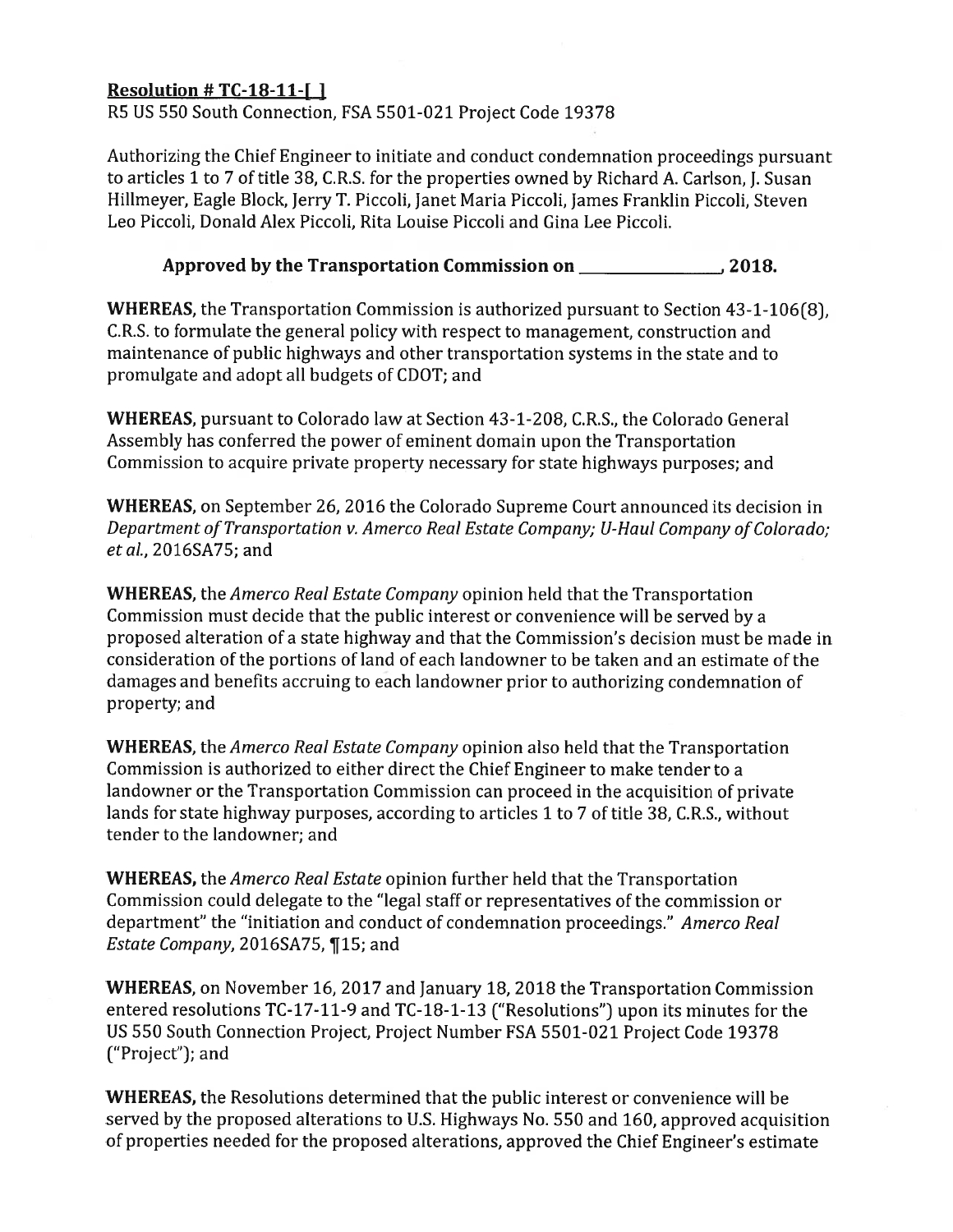**Resolution # TC-18-11-[ ]**
R5 US 550 South Connection, FSA 5501-021 Project Code 19378

Authorizing the Chief Engineer to initiate and conduct condemnation proceedings pursuant to articles 1 to 7 of title 38, C.R.S. for the properties owned by Richard A. Carlson, J. Susan Hillmeyer, Eagle Block, Jerry T. Piccoli, Janet Maria Piccoli, James Franklin Piccoli, Steven Leo Piccoli, Donald Alex Piccoli, Rita Louise Piccoli and Gina Lee Piccoli.

**Approved by the Transportation Commission on _______________, 2018.**

**WHEREAS,** the Transportation Commission is authorized pursuant to Section 43-1-106(8), C.R.S. to formulate the general policy with respect to management, construction and maintenance of public highways and other transportation systems in the state and to promulgate and adopt all budgets of CDOT; and

**WHEREAS,** pursuant to Colorado law at Section 43-1-208, C.R.S., the Colorado General Assembly has conferred the power of eminent domain upon the Transportation Commission to acquire private property necessary for state highways purposes; and

**WHEREAS,** on September 26, 2016 the Colorado Supreme Court announced its decision in *Department of Transportation v. Amerco Real Estate Company; U-Haul Company of Colorado; et al.*, 2016SA75; and

**WHEREAS,** the *Amerco Real Estate Company* opinion held that the Transportation Commission must decide that the public interest or convenience will be served by a proposed alteration of a state highway and that the Commission's decision must be made in consideration of the portions of land of each landowner to be taken and an estimate of the damages and benefits accruing to each landowner prior to authorizing condemnation of property; and

**WHEREAS,** the *Amerco Real Estate Company* opinion also held that the Transportation Commission is authorized to either direct the Chief Engineer to make tender to a landowner or the Transportation Commission can proceed in the acquisition of private lands for state highway purposes, according to articles 1 to 7 of title 38, C.R.S., without tender to the landowner; and

**WHEREAS,** the *Amerco Real Estate* opinion further held that the Transportation Commission could delegate to the "legal staff or representatives of the commission or department" the "initiation and conduct of condemnation proceedings." *Amerco Real Estate Company*, 2016SA75, ¶15; and

**WHEREAS,** on November 16, 2017 and January 18, 2018 the Transportation Commission entered resolutions TC-17-11-9 and TC-18-1-13 ("Resolutions") upon its minutes for the US 550 South Connection Project, Project Number FSA 5501-021 Project Code 19378 ("Project"); and

**WHEREAS,** the Resolutions determined that the public interest or convenience will be served by the proposed alterations to U.S. Highways No. 550 and 160, approved acquisition of properties needed for the proposed alterations, approved the Chief Engineer's estimate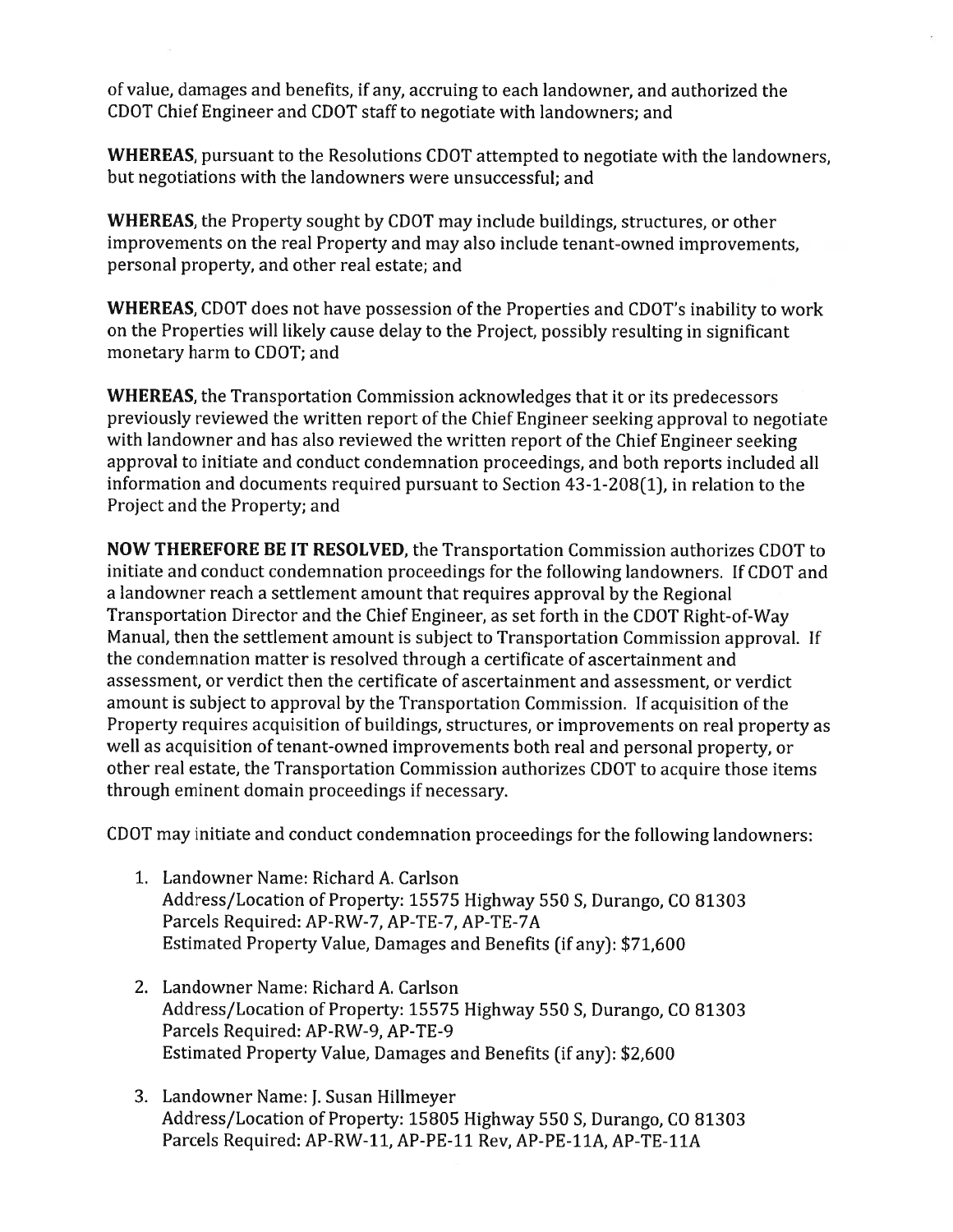of value, damages and benefits, if any, accruing to each landowner, and authorized the CDOT Chief Engineer and CDOT staff to negotiate with landowners; and

**WHEREAS**, pursuant to the Resolutions CDOT attempted to negotiate with the landowners, but negotiations with the landowners were unsuccessful; and

**WHEREAS**, the Property sought by CDOT may include buildings, structures, or other improvements on the real Property and may also include tenant-owned improvements, personal property, and other real estate; and

**WHEREAS**, CDOT does not have possession of the Properties and CDOT's inability to work on the Properties will likely cause delay to the Project, possibly resulting in significant monetary harm to CDOT; and

**WHEREAS**, the Transportation Commission acknowledges that it or its predecessors previously reviewed the written report of the Chief Engineer seeking approval to negotiate with landowner and has also reviewed the written report of the Chief Engineer seeking approval to initiate and conduct condemnation proceedings, and both reports included all information and documents required pursuant to Section 43-1-208(1), in relation to the Project and the Property; and

**NOW THEREFORE BE IT RESOLVED**, the Transportation Commission authorizes CDOT to initiate and conduct condemnation proceedings for the following landowners. If CDOT and a landowner reach a settlement amount that requires approval by the Regional Transportation Director and the Chief Engineer, as set forth in the CDOT Right-of-Way Manual, then the settlement amount is subject to Transportation Commission approval. If the condemnation matter is resolved through a certificate of ascertainment and assessment, or verdict then the certificate of ascertainment and assessment, or verdict amount is subject to approval by the Transportation Commission. If acquisition of the Property requires acquisition of buildings, structures, or improvements on real property as well as acquisition of tenant-owned improvements both real and personal property, or other real estate, the Transportation Commission authorizes CDOT to acquire those items through eminent domain proceedings if necessary.

CDOT may initiate and conduct condemnation proceedings for the following landowners:

1. Landowner Name: Richard A. Carlson
   Address/Location of Property: 15575 Highway 550 S, Durango, CO 81303
   Parcels Required: AP-RW-7, AP-TE-7, AP-TE-7A
   Estimated Property Value, Damages and Benefits (if any): $71,600

2. Landowner Name: Richard A. Carlson
   Address/Location of Property: 15575 Highway 550 S, Durango, CO 81303
   Parcels Required: AP-RW-9, AP-TE-9
   Estimated Property Value, Damages and Benefits (if any): $2,600

3. Landowner Name: J. Susan Hillmeyer
   Address/Location of Property: 15805 Highway 550 S, Durango, CO 81303
   Parcels Required: AP-RW-11, AP-PE-11 Rev, AP-PE-11A, AP-TE-11A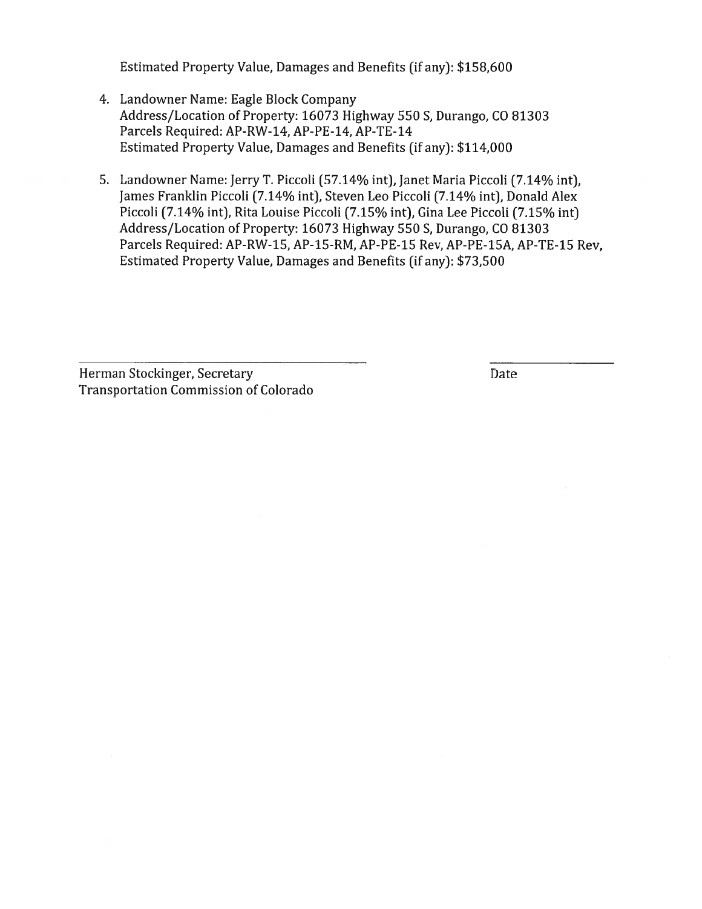Estimated Property Value, Damages and Benefits (if any): $158,600

4. Landowner Name: Eagle Block Company
   Address/Location of Property: 16073 Highway 550 S, Durango, CO 81303
   Parcels Required: AP-RW-14, AP-PE-14, AP-TE-14
   Estimated Property Value, Damages and Benefits (if any): $114,000

5. Landowner Name: Jerry T. Piccoli (57.14% int), Janet Maria Piccoli (7.14% int), James Franklin Piccoli (7.14% int), Steven Leo Piccoli (7.14% int), Donald Alex Piccoli (7.14% int), Rita Louise Piccoli (7.15% int), Gina Lee Piccoli (7.15% int)
   Address/Location of Property: 16073 Highway 550 S, Durango, CO 81303
   Parcels Required: AP-RW-15, AP-15-RM, AP-PE-15 Rev, AP-PE-15A, AP-TE-15 Rev,
   Estimated Property Value, Damages and Benefits (if any): $73,500

Herman Stockinger, Secretary
Transportation Commission of Colorado

Date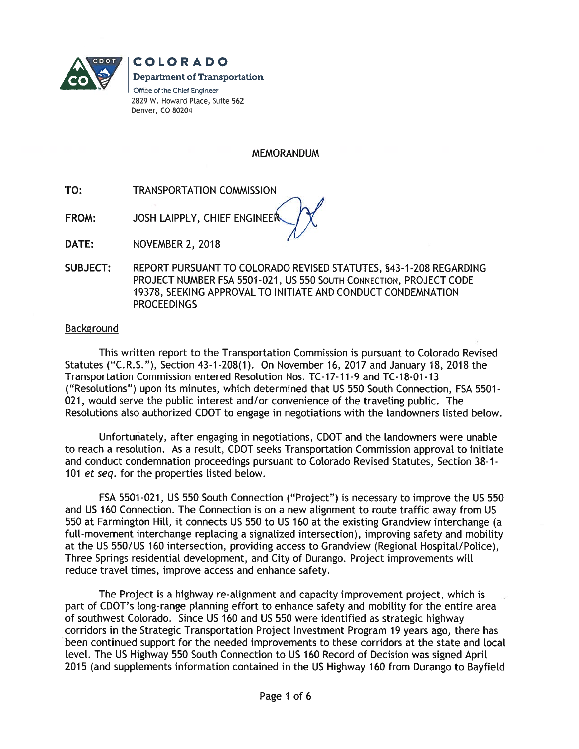**COLORADO**
**Department of Transportation**
Office of the Chief Engineer
2829 W. Howard Place, Suite 562
Denver, CO 80204

## MEMORANDUM

**TO:** TRANSPORTATION COMMISSION

**FROM:** JOSH LAIPPLY, CHIEF ENGINEER

**DATE:** NOVEMBER 2, 2018

**SUBJECT:** REPORT PURSUANT TO COLORADO REVISED STATUTES, §43-1-208 REGARDING PROJECT NUMBER FSA 5501-021, US 550 SOUTH CONNECTION, PROJECT CODE 19378, SEEKING APPROVAL TO INITIATE AND CONDUCT CONDEMNATION PROCEEDINGS

### Background

This written report to the Transportation Commission is pursuant to Colorado Revised Statutes ("C.R.S."), Section 43-1-208(1). On November 16, 2017 and January 18, 2018 the Transportation Commission entered Resolution Nos. TC-17-11-9 and TC-18-01-13 ("Resolutions") upon its minutes, which determined that US 550 South Connection, FSA 5501-021, would serve the public interest and/or convenience of the traveling public. The Resolutions also authorized CDOT to engage in negotiations with the landowners listed below.

Unfortunately, after engaging in negotiations, CDOT and the landowners were unable to reach a resolution. As a result, CDOT seeks Transportation Commission approval to initiate and conduct condemnation proceedings pursuant to Colorado Revised Statutes, Section 38-1-101 *et seq.* for the properties listed below.

FSA 5501-021, US 550 South Connection ("Project") is necessary to improve the US 550 and US 160 Connection. The Connection is on a new alignment to route traffic away from US 550 at Farmington Hill, it connects US 550 to US 160 at the existing Grandview interchange (a full-movement interchange replacing a signalized intersection), improving safety and mobility at the US 550/US 160 intersection, providing access to Grandview (Regional Hospital/Police), Three Springs residential development, and City of Durango. Project improvements will reduce travel times, improve access and enhance safety.

The Project is a highway re-alignment and capacity improvement project, which is part of CDOT's long-range planning effort to enhance safety and mobility for the entire area of southwest Colorado. Since US 160 and US 550 were identified as strategic highway corridors in the Strategic Transportation Project Investment Program 19 years ago, there has been continued support for the needed improvements to these corridors at the state and local level. The US Highway 550 South Connection to US 160 Record of Decision was signed April 2015 (and supplements information contained in the US Highway 160 from Durango to Bayfield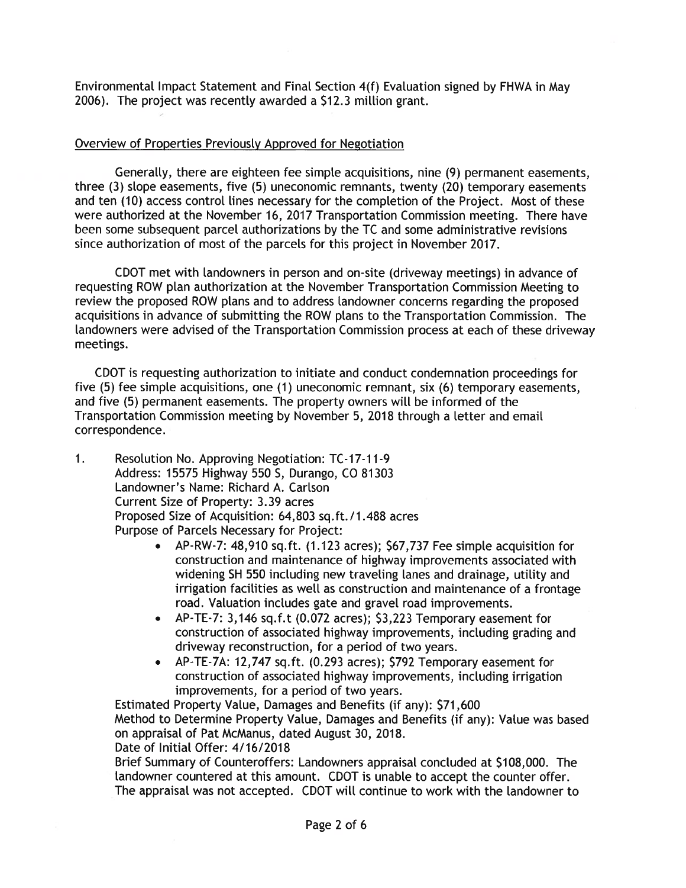Environmental Impact Statement and Final Section 4(f) Evaluation signed by FHWA in May 2006). The project was recently awarded a $12.3 million grant.

## Overview of Properties Previously Approved for Negotiation

Generally, there are eighteen fee simple acquisitions, nine (9) permanent easements, three (3) slope easements, five (5) uneconomic remnants, twenty (20) temporary easements and ten (10) access control lines necessary for the completion of the Project. Most of these were authorized at the November 16, 2017 Transportation Commission meeting. There have been some subsequent parcel authorizations by the TC and some administrative revisions since authorization of most of the parcels for this project in November 2017.

CDOT met with landowners in person and on-site (driveway meetings) in advance of requesting ROW plan authorization at the November Transportation Commission Meeting to review the proposed ROW plans and to address landowner concerns regarding the proposed acquisitions in advance of submitting the ROW plans to the Transportation Commission. The landowners were advised of the Transportation Commission process at each of these driveway meetings.

CDOT is requesting authorization to initiate and conduct condemnation proceedings for five (5) fee simple acquisitions, one (1) uneconomic remnant, six (6) temporary easements, and five (5) permanent easements. The property owners will be informed of the Transportation Commission meeting by November 5, 2018 through a letter and email correspondence.

1. Resolution No. Approving Negotiation: TC-17-11-9
   Address: 15575 Highway 550 S, Durango, CO 81303
   Landowner's Name: Richard A. Carlson
   Current Size of Property: 3.39 acres
   Proposed Size of Acquisition: 64,803 sq.ft./1.488 acres
   Purpose of Parcels Necessary for Project:
   - AP-RW-7: 48,910 sq.ft. (1.123 acres); $67,737 Fee simple acquisition for construction and maintenance of highway improvements associated with widening SH 550 including new traveling lanes and drainage, utility and irrigation facilities as well as construction and maintenance of a frontage road. Valuation includes gate and gravel road improvements.
   - AP-TE-7: 3,146 sq.f.t (0.072 acres); $3,223 Temporary easement for construction of associated highway improvements, including grading and driveway reconstruction, for a period of two years.
   - AP-TE-7A: 12,747 sq.ft. (0.293 acres); $792 Temporary easement for construction of associated highway improvements, including irrigation improvements, for a period of two years.

   Estimated Property Value, Damages and Benefits (if any): $71,600
   Method to Determine Property Value, Damages and Benefits (if any): Value was based on appraisal of Pat McManus, dated August 30, 2018.
   Date of Initial Offer: 4/16/2018
   Brief Summary of Counteroffers: Landowners appraisal concluded at $108,000. The landowner countered at this amount. CDOT is unable to accept the counter offer. The appraisal was not accepted. CDOT will continue to work with the landowner to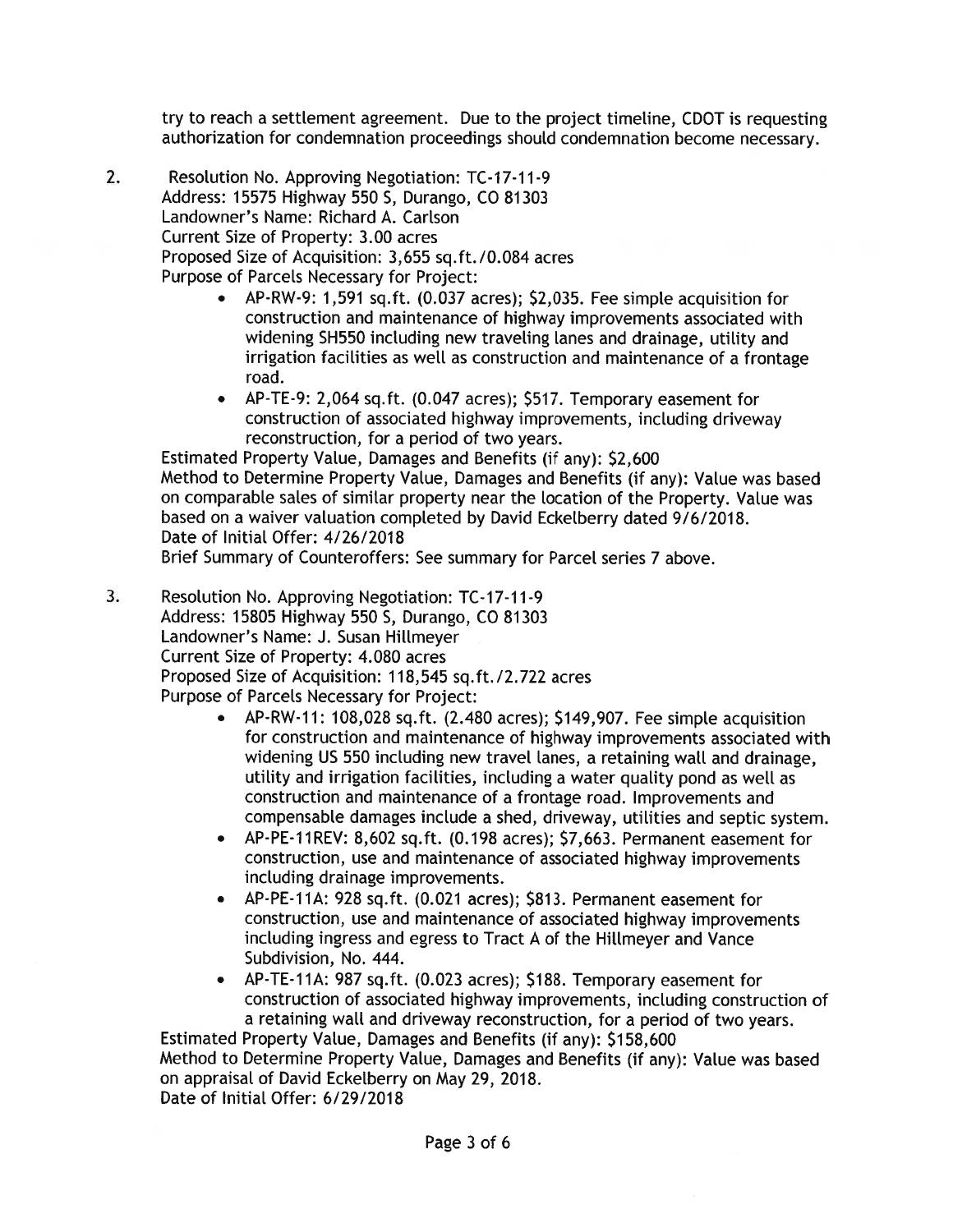try to reach a settlement agreement. Due to the project timeline, CDOT is requesting authorization for condemnation proceedings should condemnation become necessary.

2. Resolution No. Approving Negotiation: TC-17-11-9
   Address: 15575 Highway 550 S, Durango, CO 81303
   Landowner's Name: Richard A. Carlson
   Current Size of Property: 3.00 acres
   Proposed Size of Acquisition: 3,655 sq.ft./0.084 acres
   Purpose of Parcels Necessary for Project:
   - AP-RW-9: 1,591 sq.ft. (0.037 acres); $2,035. Fee simple acquisition for construction and maintenance of highway improvements associated with widening SH550 including new traveling lanes and drainage, utility and irrigation facilities as well as construction and maintenance of a frontage road.
   - AP-TE-9: 2,064 sq.ft. (0.047 acres); $517. Temporary easement for construction of associated highway improvements, including driveway reconstruction, for a period of two years.

   Estimated Property Value, Damages and Benefits (if any): $2,600
   Method to Determine Property Value, Damages and Benefits (if any): Value was based on comparable sales of similar property near the location of the Property. Value was based on a waiver valuation completed by David Eckelberry dated 9/6/2018.
   Date of Initial Offer: 4/26/2018
   Brief Summary of Counteroffers: See summary for Parcel series 7 above.

3. Resolution No. Approving Negotiation: TC-17-11-9
   Address: 15805 Highway 550 S, Durango, CO 81303
   Landowner's Name: J. Susan Hillmeyer
   Current Size of Property: 4.080 acres
   Proposed Size of Acquisition: 118,545 sq.ft./2.722 acres
   Purpose of Parcels Necessary for Project:
   - AP-RW-11: 108,028 sq.ft. (2.480 acres); $149,907. Fee simple acquisition for construction and maintenance of highway improvements associated with widening US 550 including new travel lanes, a retaining wall and drainage, utility and irrigation facilities, including a water quality pond as well as construction and maintenance of a frontage road. Improvements and compensable damages include a shed, driveway, utilities and septic system.
   - AP-PE-11REV: 8,602 sq.ft. (0.198 acres); $7,663. Permanent easement for construction, use and maintenance of associated highway improvements including drainage improvements.
   - AP-PE-11A: 928 sq.ft. (0.021 acres); $813. Permanent easement for construction, use and maintenance of associated highway improvements including ingress and egress to Tract A of the Hillmeyer and Vance Subdivision, No. 444.
   - AP-TE-11A: 987 sq.ft. (0.023 acres); $188. Temporary easement for construction of associated highway improvements, including construction of a retaining wall and driveway reconstruction, for a period of two years.

   Estimated Property Value, Damages and Benefits (if any): $158,600
   Method to Determine Property Value, Damages and Benefits (if any): Value was based on appraisal of David Eckelberry on May 29, 2018.
   Date of Initial Offer: 6/29/2018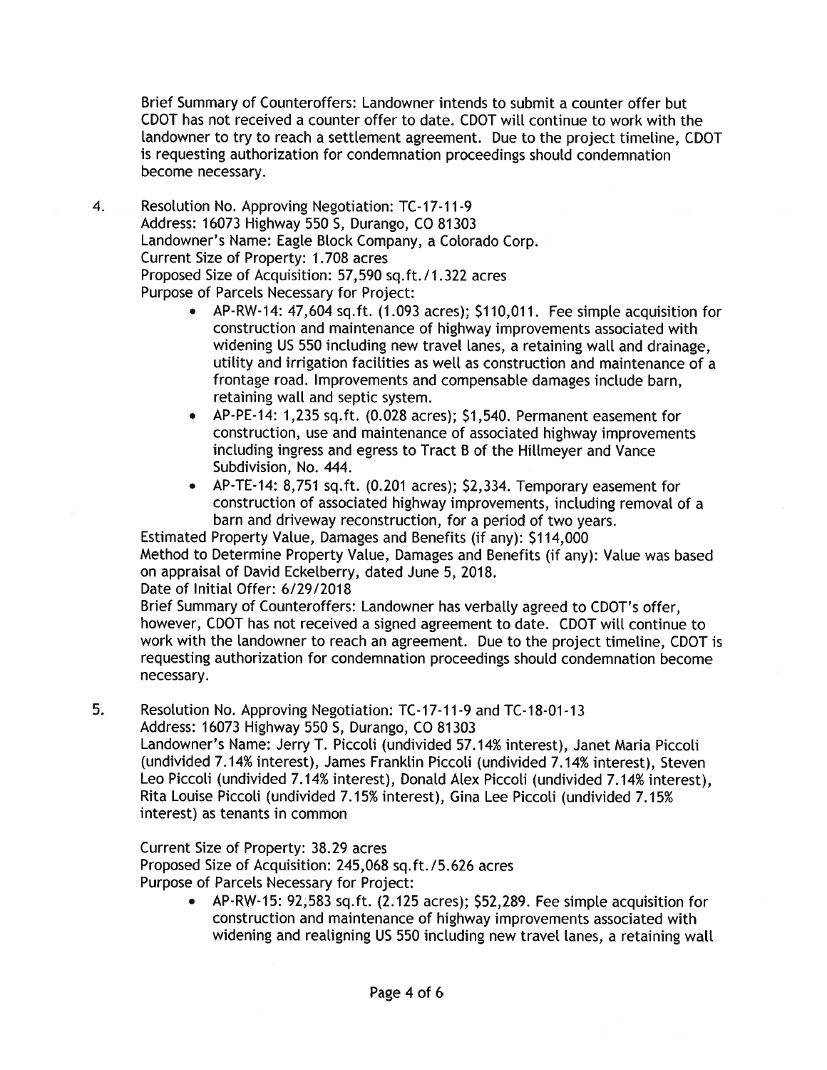Brief Summary of Counteroffers: Landowner intends to submit a counter offer but CDOT has not received a counter offer to date. CDOT will continue to work with the landowner to try to reach a settlement agreement. Due to the project timeline, CDOT is requesting authorization for condemnation proceedings should condemnation become necessary.

4. Resolution No. Approving Negotiation: TC-17-11-9
   Address: 16073 Highway 550 S, Durango, CO 81303
   Landowner's Name: Eagle Block Company, a Colorado Corp.
   Current Size of Property: 1.708 acres
   Proposed Size of Acquisition: 57,590 sq.ft./1.322 acres
   Purpose of Parcels Necessary for Project:
   - AP-RW-14: 47,604 sq.ft. (1.093 acres); $110,011. Fee simple acquisition for construction and maintenance of highway improvements associated with widening US 550 including new travel lanes, a retaining wall and drainage, utility and irrigation facilities as well as construction and maintenance of a frontage road. Improvements and compensable damages include barn, retaining wall and septic system.
   - AP-PE-14: 1,235 sq.ft. (0.028 acres); $1,540. Permanent easement for construction, use and maintenance of associated highway improvements including ingress and egress to Tract B of the Hillmeyer and Vance Subdivision, No. 444.
   - AP-TE-14: 8,751 sq.ft. (0.201 acres); $2,334. Temporary easement for construction of associated highway improvements, including removal of a barn and driveway reconstruction, for a period of two years.

   Estimated Property Value, Damages and Benefits (if any): $114,000
   Method to Determine Property Value, Damages and Benefits (if any): Value was based on appraisal of David Eckelberry, dated June 5, 2018.
   Date of Initial Offer: 6/29/2018
   Brief Summary of Counteroffers: Landowner has verbally agreed to CDOT's offer, however, CDOT has not received a signed agreement to date. CDOT will continue to work with the landowner to reach an agreement. Due to the project timeline, CDOT is requesting authorization for condemnation proceedings should condemnation become necessary.

5. Resolution No. Approving Negotiation: TC-17-11-9 and TC-18-01-13
   Address: 16073 Highway 550 S, Durango, CO 81303
   Landowner's Name: Jerry T. Piccoli (undivided 57.14% interest), Janet Maria Piccoli (undivided 7.14% interest), James Franklin Piccoli (undivided 7.14% interest), Steven Leo Piccoli (undivided 7.14% interest), Donald Alex Piccoli (undivided 7.14% interest), Rita Louise Piccoli (undivided 7.15% interest), Gina Lee Piccoli (undivided 7.15% interest) as tenants in common

   Current Size of Property: 38.29 acres
   Proposed Size of Acquisition: 245,068 sq.ft./5.626 acres
   Purpose of Parcels Necessary for Project:
   - AP-RW-15: 92,583 sq.ft. (2.125 acres); $52,289. Fee simple acquisition for construction and maintenance of highway improvements associated with widening and realigning US 550 including new travel lanes, a retaining wall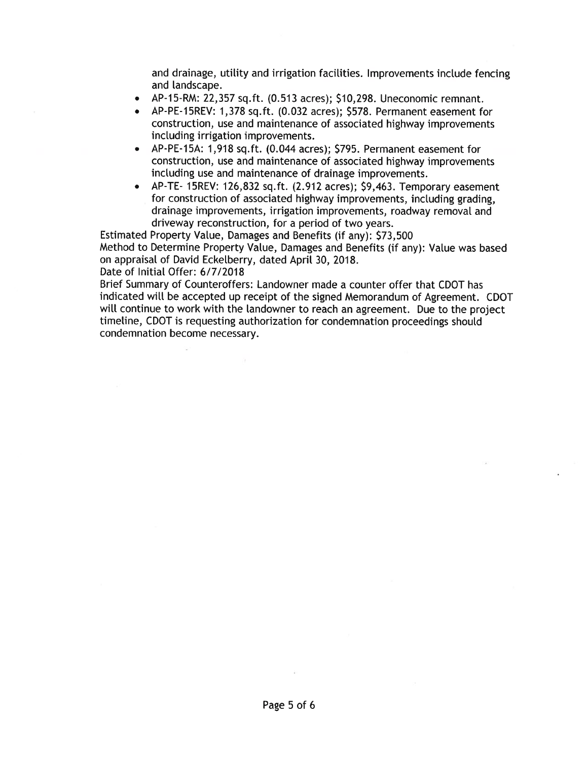and drainage, utility and irrigation facilities. Improvements include fencing and landscape.

- AP-15-RM: 22,357 sq.ft. (0.513 acres); $10,298. Uneconomic remnant.
- AP-PE-15REV: 1,378 sq.ft. (0.032 acres); $578. Permanent easement for construction, use and maintenance of associated highway improvements including irrigation improvements.
- AP-PE-15A: 1,918 sq.ft. (0.044 acres); $795. Permanent easement for construction, use and maintenance of associated highway improvements including use and maintenance of drainage improvements.
- AP-TE- 15REV: 126,832 sq.ft. (2.912 acres); $9,463. Temporary easement for construction of associated highway improvements, including grading, drainage improvements, irrigation improvements, roadway removal and driveway reconstruction, for a period of two years.

Estimated Property Value, Damages and Benefits (if any): $73,500

Method to Determine Property Value, Damages and Benefits (if any): Value was based on appraisal of David Eckelberry, dated April 30, 2018.

Date of Initial Offer: 6/7/2018

Brief Summary of Counteroffers: Landowner made a counter offer that CDOT has indicated will be accepted up receipt of the signed Memorandum of Agreement. CDOT will continue to work with the landowner to reach an agreement. Due to the project timeline, CDOT is requesting authorization for condemnation proceedings should condemnation become necessary.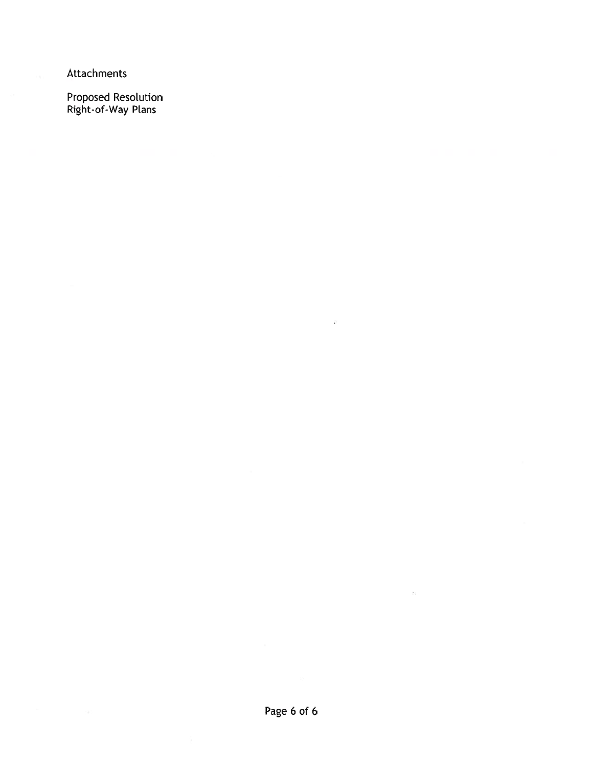Attachments

Proposed Resolution
Right-of-Way Plans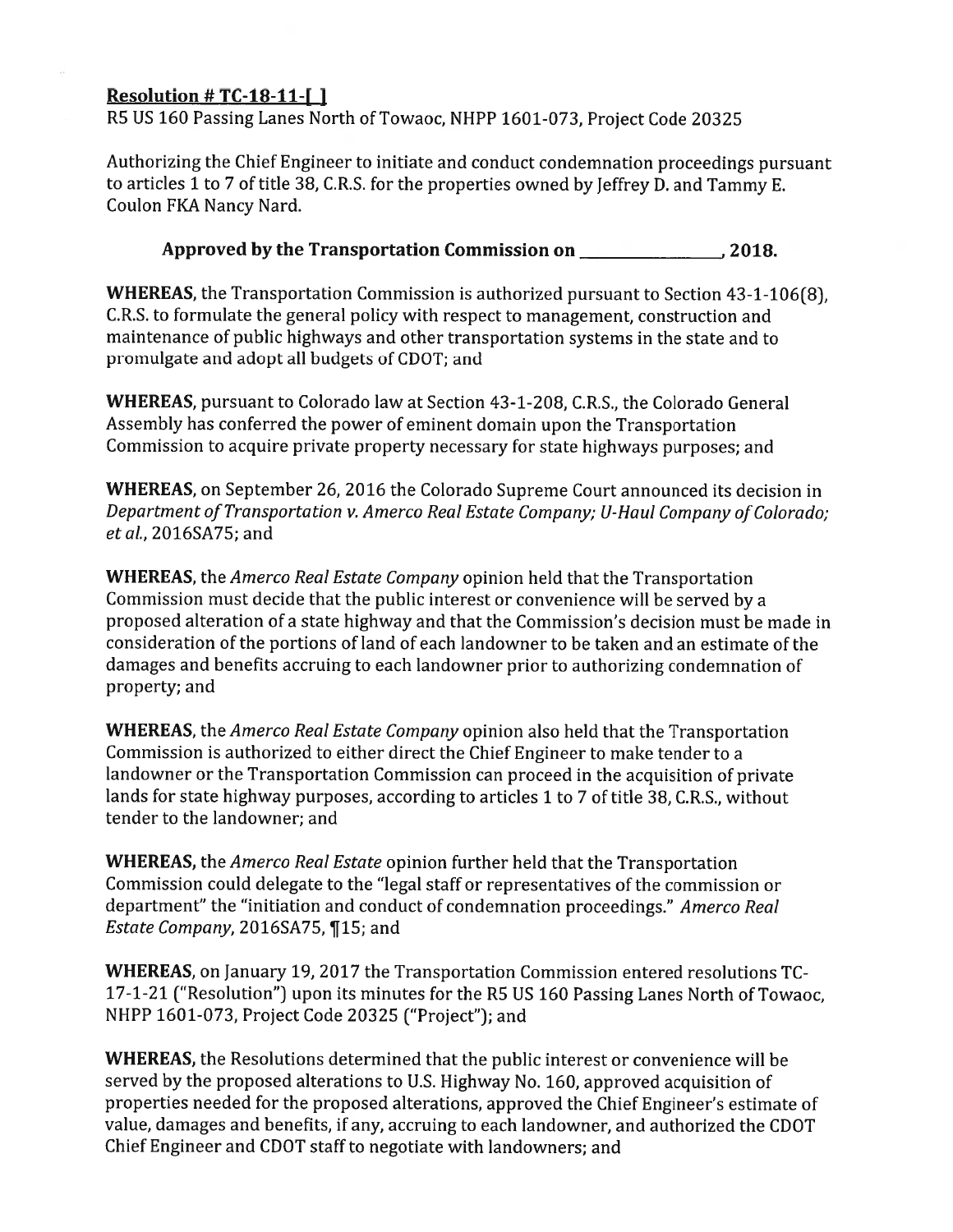**Resolution # TC-18-11-[ ]**

R5 US 160 Passing Lanes North of Towaoc, NHPP 1601-073, Project Code 20325

Authorizing the Chief Engineer to initiate and conduct condemnation proceedings pursuant to articles 1 to 7 of title 38, C.R.S. for the properties owned by Jeffrey D. and Tammy E. Coulon FKA Nancy Nard.

**Approved by the Transportation Commission on \_\_\_\_\_\_\_\_\_\_\_\_\_\_\_\_, 2018.**

**WHEREAS,** the Transportation Commission is authorized pursuant to Section 43-1-106(8), C.R.S. to formulate the general policy with respect to management, construction and maintenance of public highways and other transportation systems in the state and to promulgate and adopt all budgets of CDOT; and

**WHEREAS,** pursuant to Colorado law at Section 43-1-208, C.R.S., the Colorado General Assembly has conferred the power of eminent domain upon the Transportation Commission to acquire private property necessary for state highways purposes; and

**WHEREAS,** on September 26, 2016 the Colorado Supreme Court announced its decision in *Department of Transportation v. Amerco Real Estate Company; U-Haul Company of Colorado; et al.*, 2016SA75; and

**WHEREAS,** the *Amerco Real Estate Company* opinion held that the Transportation Commission must decide that the public interest or convenience will be served by a proposed alteration of a state highway and that the Commission's decision must be made in consideration of the portions of land of each landowner to be taken and an estimate of the damages and benefits accruing to each landowner prior to authorizing condemnation of property; and

**WHEREAS,** the *Amerco Real Estate Company* opinion also held that the Transportation Commission is authorized to either direct the Chief Engineer to make tender to a landowner or the Transportation Commission can proceed in the acquisition of private lands for state highway purposes, according to articles 1 to 7 of title 38, C.R.S., without tender to the landowner; and

**WHEREAS,** the *Amerco Real Estate* opinion further held that the Transportation Commission could delegate to the "legal staff or representatives of the commission or department" the "initiation and conduct of condemnation proceedings." *Amerco Real Estate Company*, 2016SA75, ¶15; and

**WHEREAS,** on January 19, 2017 the Transportation Commission entered resolutions TC-17-1-21 ("Resolution") upon its minutes for the R5 US 160 Passing Lanes North of Towaoc, NHPP 1601-073, Project Code 20325 ("Project"); and

**WHEREAS,** the Resolutions determined that the public interest or convenience will be served by the proposed alterations to U.S. Highway No. 160, approved acquisition of properties needed for the proposed alterations, approved the Chief Engineer's estimate of value, damages and benefits, if any, accruing to each landowner, and authorized the CDOT Chief Engineer and CDOT staff to negotiate with landowners; and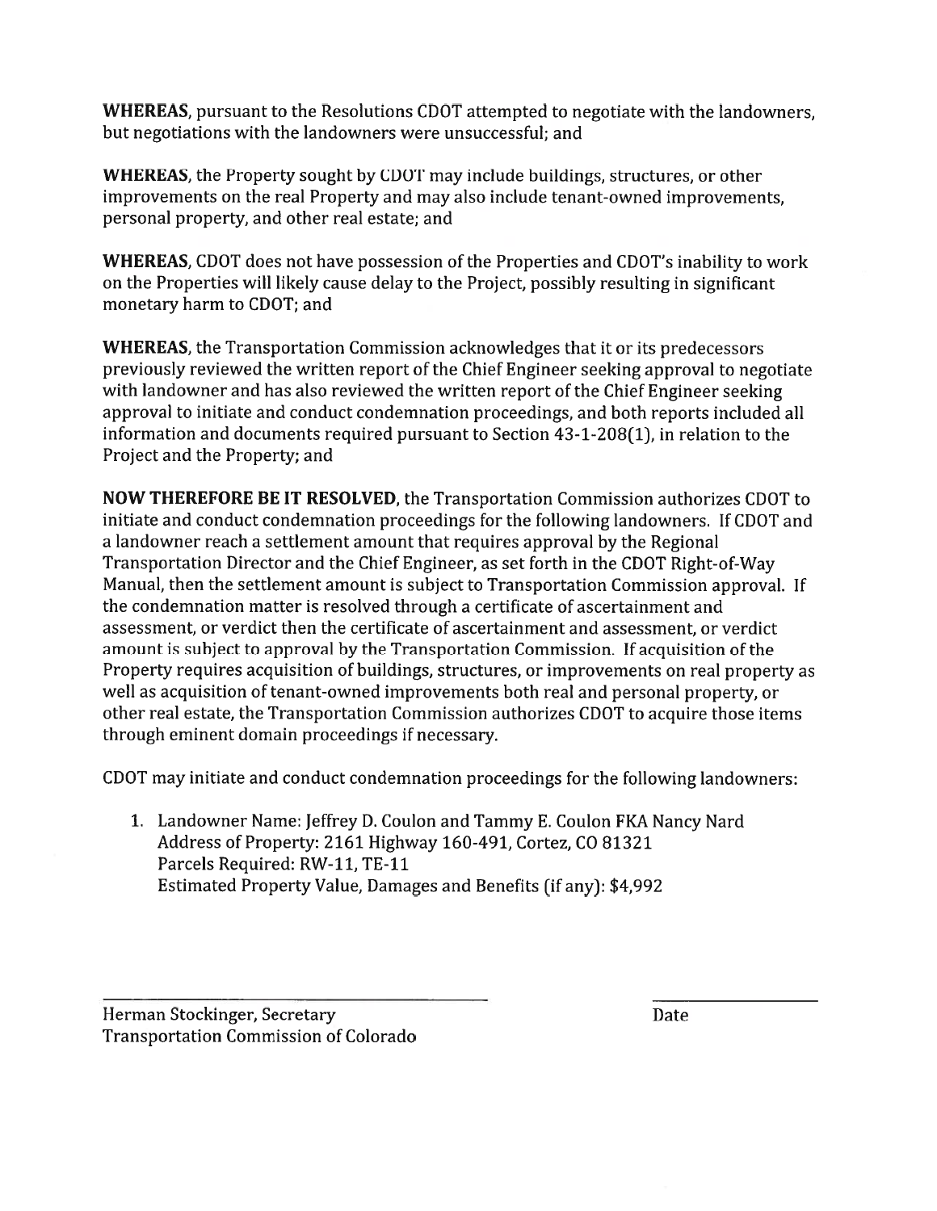**WHEREAS**, pursuant to the Resolutions CDOT attempted to negotiate with the landowners, but negotiations with the landowners were unsuccessful; and

**WHEREAS**, the Property sought by CDOT may include buildings, structures, or other improvements on the real Property and may also include tenant-owned improvements, personal property, and other real estate; and

**WHEREAS**, CDOT does not have possession of the Properties and CDOT's inability to work on the Properties will likely cause delay to the Project, possibly resulting in significant monetary harm to CDOT; and

**WHEREAS**, the Transportation Commission acknowledges that it or its predecessors previously reviewed the written report of the Chief Engineer seeking approval to negotiate with landowner and has also reviewed the written report of the Chief Engineer seeking approval to initiate and conduct condemnation proceedings, and both reports included all information and documents required pursuant to Section 43-1-208(1), in relation to the Project and the Property; and

**NOW THEREFORE BE IT RESOLVED**, the Transportation Commission authorizes CDOT to initiate and conduct condemnation proceedings for the following landowners. If CDOT and a landowner reach a settlement amount that requires approval by the Regional Transportation Director and the Chief Engineer, as set forth in the CDOT Right-of-Way Manual, then the settlement amount is subject to Transportation Commission approval. If the condemnation matter is resolved through a certificate of ascertainment and assessment, or verdict then the certificate of ascertainment and assessment, or verdict amount is subject to approval by the Transportation Commission. If acquisition of the Property requires acquisition of buildings, structures, or improvements on real property as well as acquisition of tenant-owned improvements both real and personal property, or other real estate, the Transportation Commission authorizes CDOT to acquire those items through eminent domain proceedings if necessary.

CDOT may initiate and conduct condemnation proceedings for the following landowners:

1. Landowner Name: Jeffrey D. Coulon and Tammy E. Coulon FKA Nancy Nard
   Address of Property: 2161 Highway 160-491, Cortez, CO 81321
   Parcels Required: RW-11, TE-11
   Estimated Property Value, Damages and Benefits (if any): $4,992

______________________________
Herman Stockinger, Secretary
Transportation Commission of Colorado

______________
Date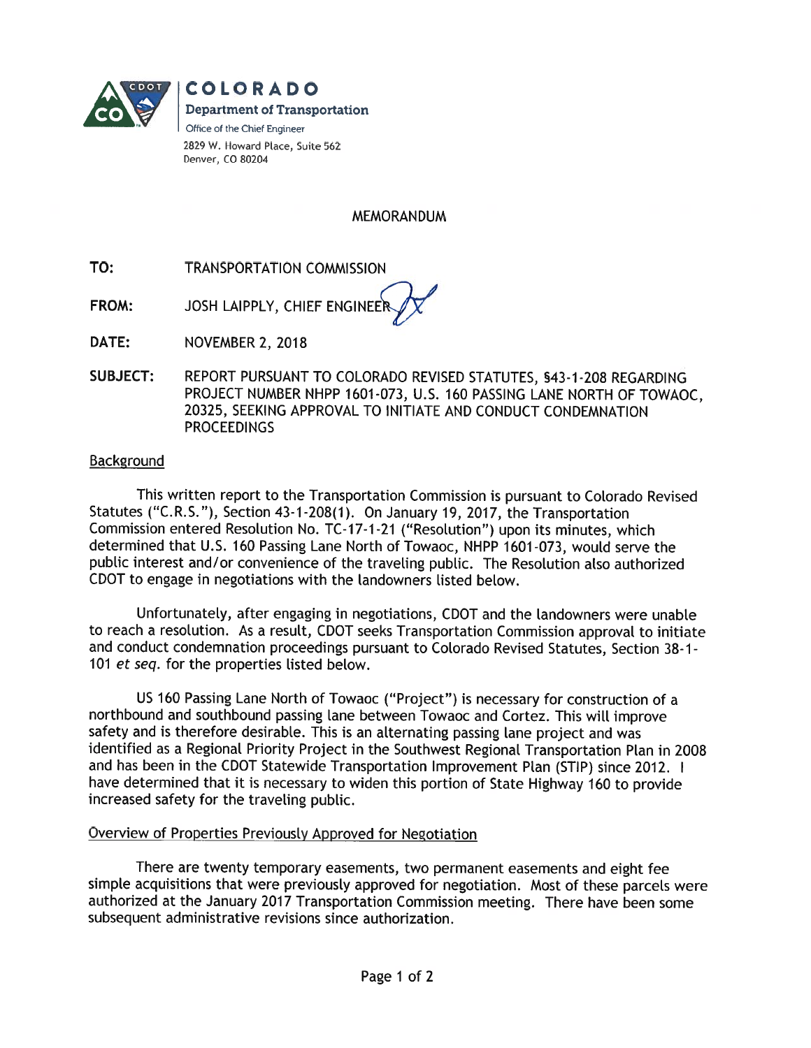**COLORADO**
**Department of Transportation**
Office of the Chief Engineer
2829 W. Howard Place, Suite 562
Denver, CO 80204

# MEMORANDUM

**TO:** TRANSPORTATION COMMISSION

**FROM:** JOSH LAIPPLY, CHIEF ENGINEER

**DATE:** NOVEMBER 2, 2018

**SUBJECT:** REPORT PURSUANT TO COLORADO REVISED STATUTES, §43-1-208 REGARDING PROJECT NUMBER NHPP 1601-073, U.S. 160 PASSING LANE NORTH OF TOWAOC, 20325, SEEKING APPROVAL TO INITIATE AND CONDUCT CONDEMNATION PROCEEDINGS

## Background

This written report to the Transportation Commission is pursuant to Colorado Revised Statutes ("C.R.S."), Section 43-1-208(1). On January 19, 2017, the Transportation Commission entered Resolution No. TC-17-1-21 ("Resolution") upon its minutes, which determined that U.S. 160 Passing Lane North of Towaoc, NHPP 1601-073, would serve the public interest and/or convenience of the traveling public. The Resolution also authorized CDOT to engage in negotiations with the landowners listed below.

Unfortunately, after engaging in negotiations, CDOT and the landowners were unable to reach a resolution. As a result, CDOT seeks Transportation Commission approval to initiate and conduct condemnation proceedings pursuant to Colorado Revised Statutes, Section 38-1-101 *et seq.* for the properties listed below.

US 160 Passing Lane North of Towaoc ("Project") is necessary for construction of a northbound and southbound passing lane between Towaoc and Cortez. This will improve safety and is therefore desirable. This is an alternating passing lane project and was identified as a Regional Priority Project in the Southwest Regional Transportation Plan in 2008 and has been in the CDOT Statewide Transportation Improvement Plan (STIP) since 2012. I have determined that it is necessary to widen this portion of State Highway 160 to provide increased safety for the traveling public.

## Overview of Properties Previously Approved for Negotiation

There are twenty temporary easements, two permanent easements and eight fee simple acquisitions that were previously approved for negotiation. Most of these parcels were authorized at the January 2017 Transportation Commission meeting. There have been some subsequent administrative revisions since authorization.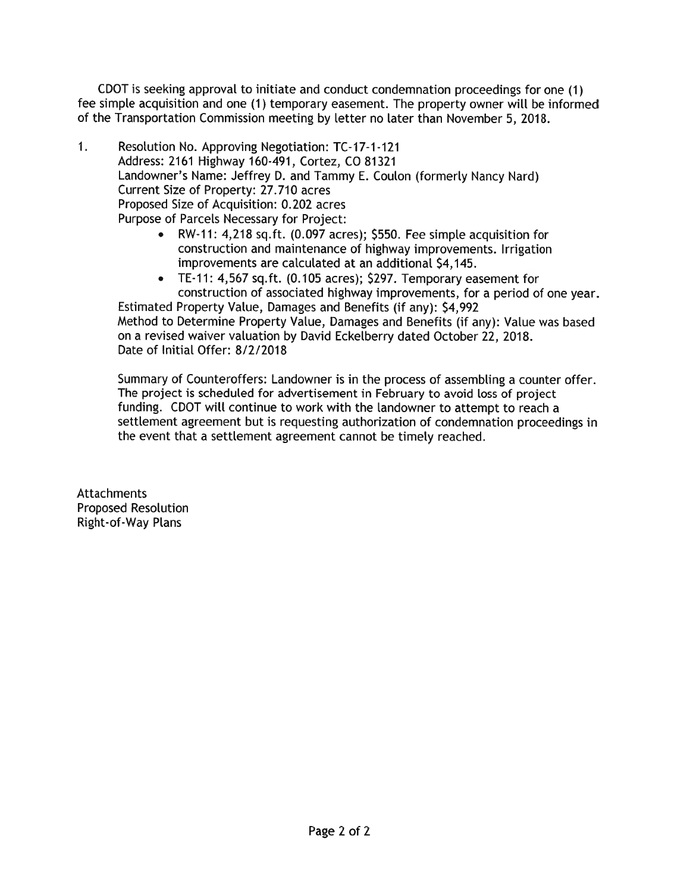CDOT is seeking approval to initiate and conduct condemnation proceedings for one (1) fee simple acquisition and one (1) temporary easement. The property owner will be informed of the Transportation Commission meeting by letter no later than November 5, 2018.

1. Resolution No. Approving Negotiation: TC-17-1-121
   Address: 2161 Highway 160-491, Cortez, CO 81321
   Landowner's Name: Jeffrey D. and Tammy E. Coulon (formerly Nancy Nard)
   Current Size of Property: 27.710 acres
   Proposed Size of Acquisition: 0.202 acres
   Purpose of Parcels Necessary for Project:
   - RW-11: 4,218 sq.ft. (0.097 acres); $550. Fee simple acquisition for construction and maintenance of highway improvements. Irrigation improvements are calculated at an additional $4,145.
   - TE-11: 4,567 sq.ft. (0.105 acres); $297. Temporary easement for construction of associated highway improvements, for a period of one year.

   Estimated Property Value, Damages and Benefits (if any): $4,992
   Method to Determine Property Value, Damages and Benefits (if any): Value was based on a revised waiver valuation by David Eckelberry dated October 22, 2018.
   Date of Initial Offer: 8/2/2018

   Summary of Counteroffers: Landowner is in the process of assembling a counter offer. The project is scheduled for advertisement in February to avoid loss of project funding. CDOT will continue to work with the landowner to attempt to reach a settlement agreement but is requesting authorization of condemnation proceedings in the event that a settlement agreement cannot be timely reached.

Attachments
Proposed Resolution
Right-of-Way Plans